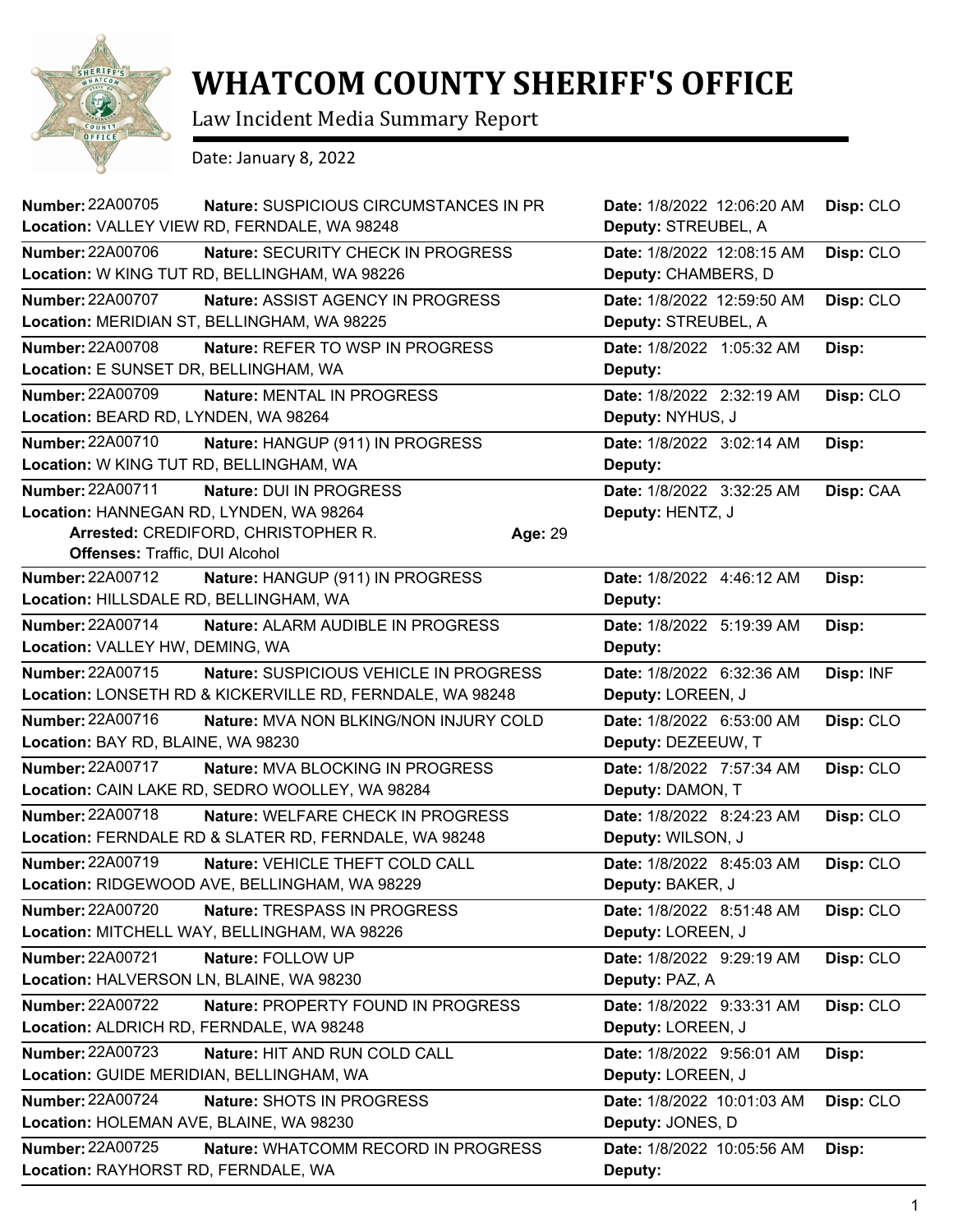# WHATCOM COUNTY SHERIFF'S OFFICE

Law Incident Media Summary Report

Date: January 8, 2022

| Number | Nature | Location | Date | Deputy | Disp |
|---|---|---|---|---|---|
| 22A00705 | SUSPICIOUS CIRCUMSTANCES IN PR | VALLEY VIEW RD, FERNDALE, WA 98248 | 1/8/2022 12:06:20 AM | STREUBEL, A | CLO |
| 22A00706 | SECURITY CHECK IN PROGRESS | W KING TUT RD, BELLINGHAM, WA 98226 | 1/8/2022 12:08:15 AM | CHAMBERS, D | CLO |
| 22A00707 | ASSIST AGENCY IN PROGRESS | MERIDIAN ST, BELLINGHAM, WA 98225 | 1/8/2022 12:59:50 AM | STREUBEL, A | CLO |
| 22A00708 | REFER TO WSP IN PROGRESS | E SUNSET DR, BELLINGHAM, WA | 1/8/2022 1:05:32 AM | | |
| 22A00709 | MENTAL IN PROGRESS | BEARD RD, LYNDEN, WA 98264 | 1/8/2022 2:32:19 AM | NYHUS, J | CLO |
| 22A00710 | HANGUP (911) IN PROGRESS | W KING TUT RD, BELLINGHAM, WA | 1/8/2022 3:02:14 AM | | |
| 22A00711 | DUI IN PROGRESS | HANNEGAN RD, LYNDEN, WA 98264 | 1/8/2022 3:32:25 AM | HENTZ, J | CAA |
| | Arrested: CREDIFORD, CHRISTOPHER R. Age: 29; Offenses: Traffic, DUI Alcohol | | | | |
| 22A00712 | HANGUP (911) IN PROGRESS | HILLSDALE RD, BELLINGHAM, WA | 1/8/2022 4:46:12 AM | | |
| 22A00714 | ALARM AUDIBLE IN PROGRESS | VALLEY HW, DEMING, WA | 1/8/2022 5:19:39 AM | | |
| 22A00715 | SUSPICIOUS VEHICLE IN PROGRESS | LONSETH RD & KICKERVILLE RD, FERNDALE, WA 98248 | 1/8/2022 6:32:36 AM | LOREEN, J | INF |
| 22A00716 | MVA NON BLKING/NON INJURY COLD | BAY RD, BLAINE, WA 98230 | 1/8/2022 6:53:00 AM | DEZEEUW, T | CLO |
| 22A00717 | MVA BLOCKING IN PROGRESS | CAIN LAKE RD, SEDRO WOOLLEY, WA 98284 | 1/8/2022 7:57:34 AM | DAMON, T | CLO |
| 22A00718 | WELFARE CHECK IN PROGRESS | FERNDALE RD & SLATER RD, FERNDALE, WA 98248 | 1/8/2022 8:24:23 AM | WILSON, J | CLO |
| 22A00719 | VEHICLE THEFT COLD CALL | RIDGEWOOD AVE, BELLINGHAM, WA 98229 | 1/8/2022 8:45:03 AM | BAKER, J | CLO |
| 22A00720 | TRESPASS IN PROGRESS | MITCHELL WAY, BELLINGHAM, WA 98226 | 1/8/2022 8:51:48 AM | LOREEN, J | CLO |
| 22A00721 | FOLLOW UP | HALVERSON LN, BLAINE, WA 98230 | 1/8/2022 9:29:19 AM | PAZ, A | CLO |
| 22A00722 | PROPERTY FOUND IN PROGRESS | ALDRICH RD, FERNDALE, WA 98248 | 1/8/2022 9:33:31 AM | LOREEN, J | CLO |
| 22A00723 | HIT AND RUN COLD CALL | GUIDE MERIDIAN, BELLINGHAM, WA | 1/8/2022 9:56:01 AM | LOREEN, J | |
| 22A00724 | SHOTS IN PROGRESS | HOLEMAN AVE, BLAINE, WA 98230 | 1/8/2022 10:01:03 AM | JONES, D | CLO |
| 22A00725 | WHATCOMM RECORD IN PROGRESS | RAYHORST RD, FERNDALE, WA | 1/8/2022 10:05:56 AM | | |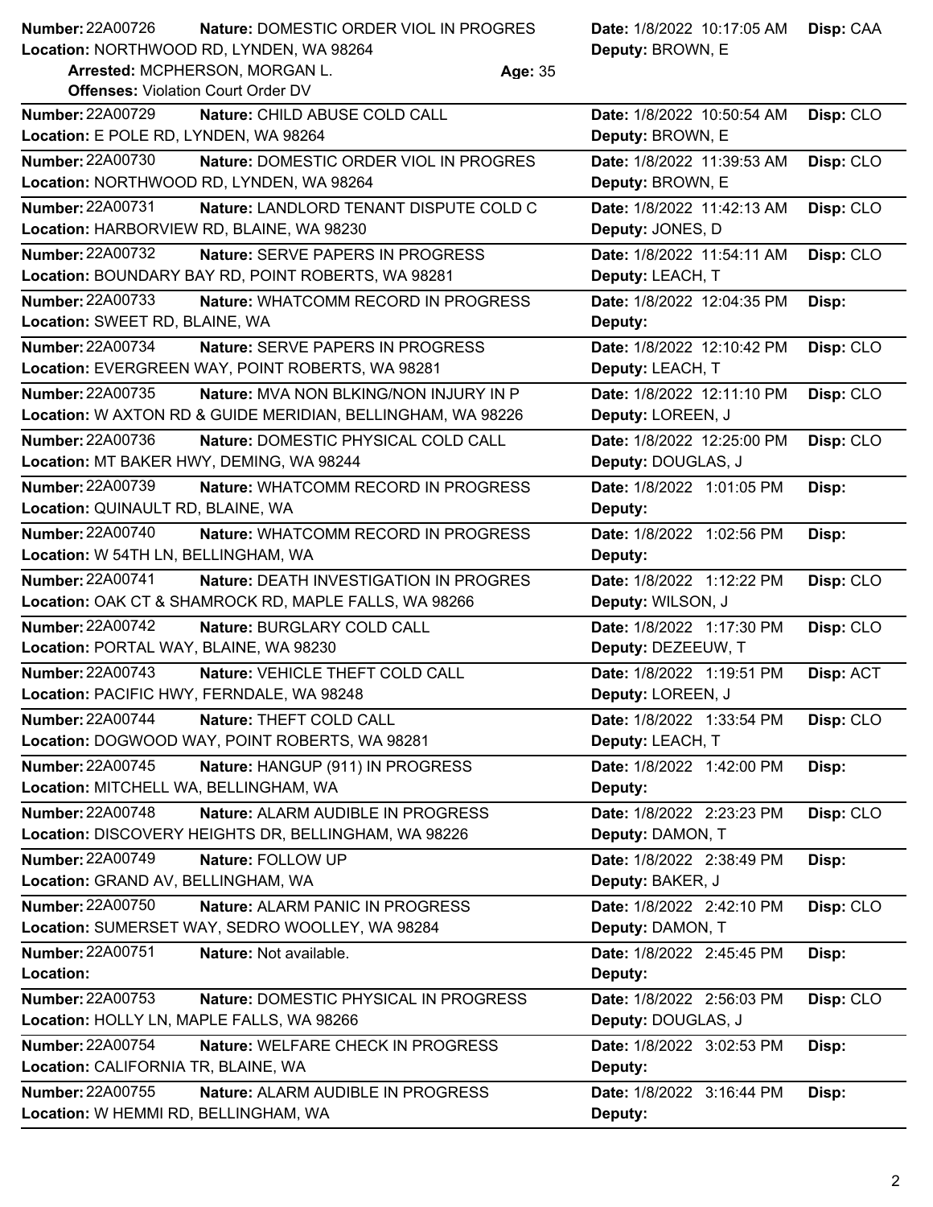**Number:** 22A00726 **Nature:** DOMESTIC ORDER VIOL IN PROGRES **Date:** 1/8/2022 10:17:05 AM **Disp:** CAA
**Location:** NORTHWOOD RD, LYNDEN, WA 98264 **Deputy:** BROWN, E
**Arrested:** MCPHERSON, MORGAN L. **Age:** 35
**Offenses:** Violation Court Order DV

---

**Number:** 22A00729 **Nature:** CHILD ABUSE COLD CALL **Date:** 1/8/2022 10:50:54 AM **Disp:** CLO
**Location:** E POLE RD, LYNDEN, WA 98264 **Deputy:** BROWN, E

---

**Number:** 22A00730 **Nature:** DOMESTIC ORDER VIOL IN PROGRES **Date:** 1/8/2022 11:39:53 AM **Disp:** CLO
**Location:** NORTHWOOD RD, LYNDEN, WA 98264 **Deputy:** BROWN, E

---

**Number:** 22A00731 **Nature:** LANDLORD TENANT DISPUTE COLD C **Date:** 1/8/2022 11:42:13 AM **Disp:** CLO
**Location:** HARBORVIEW RD, BLAINE, WA 98230 **Deputy:** JONES, D

---

**Number:** 22A00732 **Nature:** SERVE PAPERS IN PROGRESS **Date:** 1/8/2022 11:54:11 AM **Disp:** CLO
**Location:** BOUNDARY BAY RD, POINT ROBERTS, WA 98281 **Deputy:** LEACH, T

---

**Number:** 22A00733 **Nature:** WHATCOMM RECORD IN PROGRESS **Date:** 1/8/2022 12:04:35 PM **Disp:**
**Location:** SWEET RD, BLAINE, WA **Deputy:**

---

**Number:** 22A00734 **Nature:** SERVE PAPERS IN PROGRESS **Date:** 1/8/2022 12:10:42 PM **Disp:** CLO
**Location:** EVERGREEN WAY, POINT ROBERTS, WA 98281 **Deputy:** LEACH, T

---

**Number:** 22A00735 **Nature:** MVA NON BLKING/NON INJURY IN P **Date:** 1/8/2022 12:11:10 PM **Disp:** CLO
**Location:** W AXTON RD & GUIDE MERIDIAN, BELLINGHAM, WA 98226 **Deputy:** LOREEN, J

---

**Number:** 22A00736 **Nature:** DOMESTIC PHYSICAL COLD CALL **Date:** 1/8/2022 12:25:00 PM **Disp:** CLO
**Location:** MT BAKER HWY, DEMING, WA 98244 **Deputy:** DOUGLAS, J

---

**Number:** 22A00739 **Nature:** WHATCOMM RECORD IN PROGRESS **Date:** 1/8/2022 1:01:05 PM **Disp:**
**Location:** QUINAULT RD, BLAINE, WA **Deputy:**

---

**Number:** 22A00740 **Nature:** WHATCOMM RECORD IN PROGRESS **Date:** 1/8/2022 1:02:56 PM **Disp:**
**Location:** W 54TH LN, BELLINGHAM, WA **Deputy:**

---

**Number:** 22A00741 **Nature:** DEATH INVESTIGATION IN PROGRES **Date:** 1/8/2022 1:12:22 PM **Disp:** CLO
**Location:** OAK CT & SHAMROCK RD, MAPLE FALLS, WA 98266 **Deputy:** WILSON, J

---

**Number:** 22A00742 **Nature:** BURGLARY COLD CALL **Date:** 1/8/2022 1:17:30 PM **Disp:** CLO
**Location:** PORTAL WAY, BLAINE, WA 98230 **Deputy:** DEZEEUW, T

---

**Number:** 22A00743 **Nature:** VEHICLE THEFT COLD CALL **Date:** 1/8/2022 1:19:51 PM **Disp:** ACT
**Location:** PACIFIC HWY, FERNDALE, WA 98248 **Deputy:** LOREEN, J

---

**Number:** 22A00744 **Nature:** THEFT COLD CALL **Date:** 1/8/2022 1:33:54 PM **Disp:** CLO
**Location:** DOGWOOD WAY, POINT ROBERTS, WA 98281 **Deputy:** LEACH, T

---

**Number:** 22A00745 **Nature:** HANGUP (911) IN PROGRESS **Date:** 1/8/2022 1:42:00 PM **Disp:**
**Location:** MITCHELL WA, BELLINGHAM, WA **Deputy:**

---

**Number:** 22A00748 **Nature:** ALARM AUDIBLE IN PROGRESS **Date:** 1/8/2022 2:23:23 PM **Disp:** CLO
**Location:** DISCOVERY HEIGHTS DR, BELLINGHAM, WA 98226 **Deputy:** DAMON, T

---

**Number:** 22A00749 **Nature:** FOLLOW UP **Date:** 1/8/2022 2:38:49 PM **Disp:**
**Location:** GRAND AV, BELLINGHAM, WA **Deputy:** BAKER, J

---

**Number:** 22A00750 **Nature:** ALARM PANIC IN PROGRESS **Date:** 1/8/2022 2:42:10 PM **Disp:** CLO
**Location:** SUMERSET WAY, SEDRO WOOLLEY, WA 98284 **Deputy:** DAMON, T

---

**Number:** 22A00751 **Nature:** Not available. **Date:** 1/8/2022 2:45:45 PM **Disp:**
**Location:** **Deputy:**

---

**Number:** 22A00753 **Nature:** DOMESTIC PHYSICAL IN PROGRESS **Date:** 1/8/2022 2:56:03 PM **Disp:** CLO
**Location:** HOLLY LN, MAPLE FALLS, WA 98266 **Deputy:** DOUGLAS, J

---

**Number:** 22A00754 **Nature:** WELFARE CHECK IN PROGRESS **Date:** 1/8/2022 3:02:53 PM **Disp:**
**Location:** CALIFORNIA TR, BLAINE, WA **Deputy:**

---

**Number:** 22A00755 **Nature:** ALARM AUDIBLE IN PROGRESS **Date:** 1/8/2022 3:16:44 PM **Disp:**
**Location:** W HEMMI RD, BELLINGHAM, WA **Deputy:**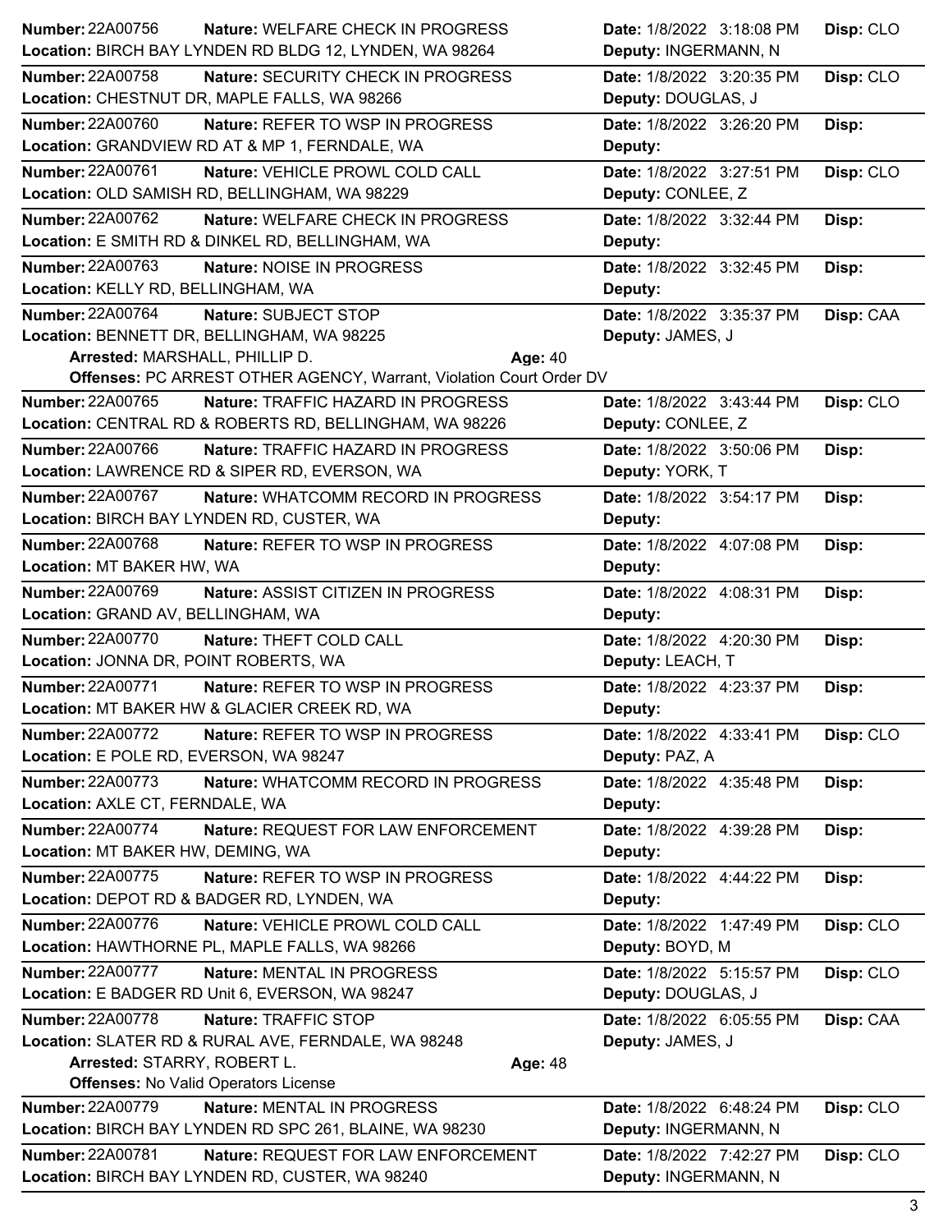**Number:** 22A00756 **Nature:** WELFARE CHECK IN PROGRESS **Date:** 1/8/2022 3:18:08 PM **Disp:** CLO
**Location:** BIRCH BAY LYNDEN RD BLDG 12, LYNDEN, WA 98264 **Deputy:** INGERMANN, N

---

**Number:** 22A00758 **Nature:** SECURITY CHECK IN PROGRESS **Date:** 1/8/2022 3:20:35 PM **Disp:** CLO
**Location:** CHESTNUT DR, MAPLE FALLS, WA 98266 **Deputy:** DOUGLAS, J

---

**Number:** 22A00760 **Nature:** REFER TO WSP IN PROGRESS **Date:** 1/8/2022 3:26:20 PM **Disp:**
**Location:** GRANDVIEW RD AT & MP 1, FERNDALE, WA **Deputy:**

---

**Number:** 22A00761 **Nature:** VEHICLE PROWL COLD CALL **Date:** 1/8/2022 3:27:51 PM **Disp:** CLO
**Location:** OLD SAMISH RD, BELLINGHAM, WA 98229 **Deputy:** CONLEE, Z

---

**Number:** 22A00762 **Nature:** WELFARE CHECK IN PROGRESS **Date:** 1/8/2022 3:32:44 PM **Disp:**
**Location:** E SMITH RD & DINKEL RD, BELLINGHAM, WA **Deputy:**

---

**Number:** 22A00763 **Nature:** NOISE IN PROGRESS **Date:** 1/8/2022 3:32:45 PM **Disp:**
**Location:** KELLY RD, BELLINGHAM, WA **Deputy:**

---

**Number:** 22A00764 **Nature:** SUBJECT STOP **Date:** 1/8/2022 3:35:37 PM **Disp:** CAA
**Location:** BENNETT DR, BELLINGHAM, WA 98225 **Deputy:** JAMES, J
**Arrested:** MARSHALL, PHILLIP D. **Age:** 40
**Offenses:** PC ARREST OTHER AGENCY, Warrant, Violation Court Order DV

---

**Number:** 22A00765 **Nature:** TRAFFIC HAZARD IN PROGRESS **Date:** 1/8/2022 3:43:44 PM **Disp:** CLO
**Location:** CENTRAL RD & ROBERTS RD, BELLINGHAM, WA 98226 **Deputy:** CONLEE, Z

---

**Number:** 22A00766 **Nature:** TRAFFIC HAZARD IN PROGRESS **Date:** 1/8/2022 3:50:06 PM **Disp:**
**Location:** LAWRENCE RD & SIPER RD, EVERSON, WA **Deputy:** YORK, T

---

**Number:** 22A00767 **Nature:** WHATCOMM RECORD IN PROGRESS **Date:** 1/8/2022 3:54:17 PM **Disp:**
**Location:** BIRCH BAY LYNDEN RD, CUSTER, WA **Deputy:**

---

**Number:** 22A00768 **Nature:** REFER TO WSP IN PROGRESS **Date:** 1/8/2022 4:07:08 PM **Disp:**
**Location:** MT BAKER HW, WA **Deputy:**

---

**Number:** 22A00769 **Nature:** ASSIST CITIZEN IN PROGRESS **Date:** 1/8/2022 4:08:31 PM **Disp:**
**Location:** GRAND AV, BELLINGHAM, WA **Deputy:**

---

**Number:** 22A00770 **Nature:** THEFT COLD CALL **Date:** 1/8/2022 4:20:30 PM **Disp:**
**Location:** JONNA DR, POINT ROBERTS, WA **Deputy:** LEACH, T

---

**Number:** 22A00771 **Nature:** REFER TO WSP IN PROGRESS **Date:** 1/8/2022 4:23:37 PM **Disp:**
**Location:** MT BAKER HW & GLACIER CREEK RD, WA **Deputy:**

---

**Number:** 22A00772 **Nature:** REFER TO WSP IN PROGRESS **Date:** 1/8/2022 4:33:41 PM **Disp:** CLO
**Location:** E POLE RD, EVERSON, WA 98247 **Deputy:** PAZ, A

---

**Number:** 22A00773 **Nature:** WHATCOMM RECORD IN PROGRESS **Date:** 1/8/2022 4:35:48 PM **Disp:**
**Location:** AXLE CT, FERNDALE, WA **Deputy:**

---

**Number:** 22A00774 **Nature:** REQUEST FOR LAW ENFORCEMENT **Date:** 1/8/2022 4:39:28 PM **Disp:**
**Location:** MT BAKER HW, DEMING, WA **Deputy:**

---

**Number:** 22A00775 **Nature:** REFER TO WSP IN PROGRESS **Date:** 1/8/2022 4:44:22 PM **Disp:**
**Location:** DEPOT RD & BADGER RD, LYNDEN, WA **Deputy:**

---

**Number:** 22A00776 **Nature:** VEHICLE PROWL COLD CALL **Date:** 1/8/2022 1:47:49 PM **Disp:** CLO
**Location:** HAWTHORNE PL, MAPLE FALLS, WA 98266 **Deputy:** BOYD, M

---

**Number:** 22A00777 **Nature:** MENTAL IN PROGRESS **Date:** 1/8/2022 5:15:57 PM **Disp:** CLO
**Location:** E BADGER RD Unit 6, EVERSON, WA 98247 **Deputy:** DOUGLAS, J

---

**Number:** 22A00778 **Nature:** TRAFFIC STOP **Date:** 1/8/2022 6:05:55 PM **Disp:** CAA
**Location:** SLATER RD & RURAL AVE, FERNDALE, WA 98248 **Deputy:** JAMES, J
**Arrested:** STARRY, ROBERT L. **Age:** 48
**Offenses:** No Valid Operators License

---

**Number:** 22A00779 **Nature:** MENTAL IN PROGRESS **Date:** 1/8/2022 6:48:24 PM **Disp:** CLO
**Location:** BIRCH BAY LYNDEN RD SPC 261, BLAINE, WA 98230 **Deputy:** INGERMANN, N

---

**Number:** 22A00781 **Nature:** REQUEST FOR LAW ENFORCEMENT **Date:** 1/8/2022 7:42:27 PM **Disp:** CLO
**Location:** BIRCH BAY LYNDEN RD, CUSTER, WA 98240 **Deputy:** INGERMANN, N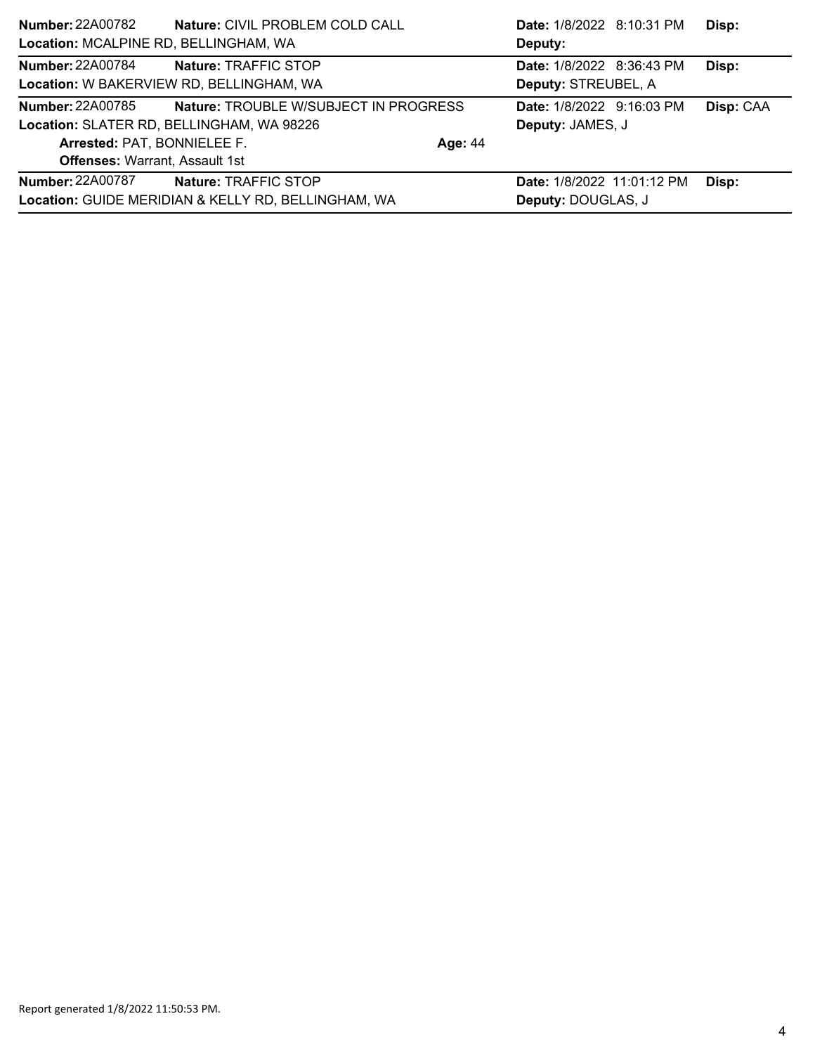**Number:** 22A00782 **Nature:** CIVIL PROBLEM COLD CALL **Date:** 1/8/2022 8:10:31 PM **Disp:**
**Location:** MCALPINE RD, BELLINGHAM, WA **Deputy:**

---

**Number:** 22A00784 **Nature:** TRAFFIC STOP **Date:** 1/8/2022 8:36:43 PM **Disp:**
**Location:** W BAKERVIEW RD, BELLINGHAM, WA **Deputy:** STREUBEL, A

---

**Number:** 22A00785 **Nature:** TROUBLE W/SUBJECT IN PROGRESS **Date:** 1/8/2022 9:16:03 PM **Disp:** CAA
**Location:** SLATER RD, BELLINGHAM, WA 98226 **Deputy:** JAMES, J
**Arrested:** PAT, BONNIELEE F. **Age:** 44
**Offenses:** Warrant, Assault 1st

---

**Number:** 22A00787 **Nature:** TRAFFIC STOP **Date:** 1/8/2022 11:01:12 PM **Disp:**
**Location:** GUIDE MERIDIAN & KELLY RD, BELLINGHAM, WA **Deputy:** DOUGLAS, J

---

Report generated 1/8/2022 11:50:53 PM.